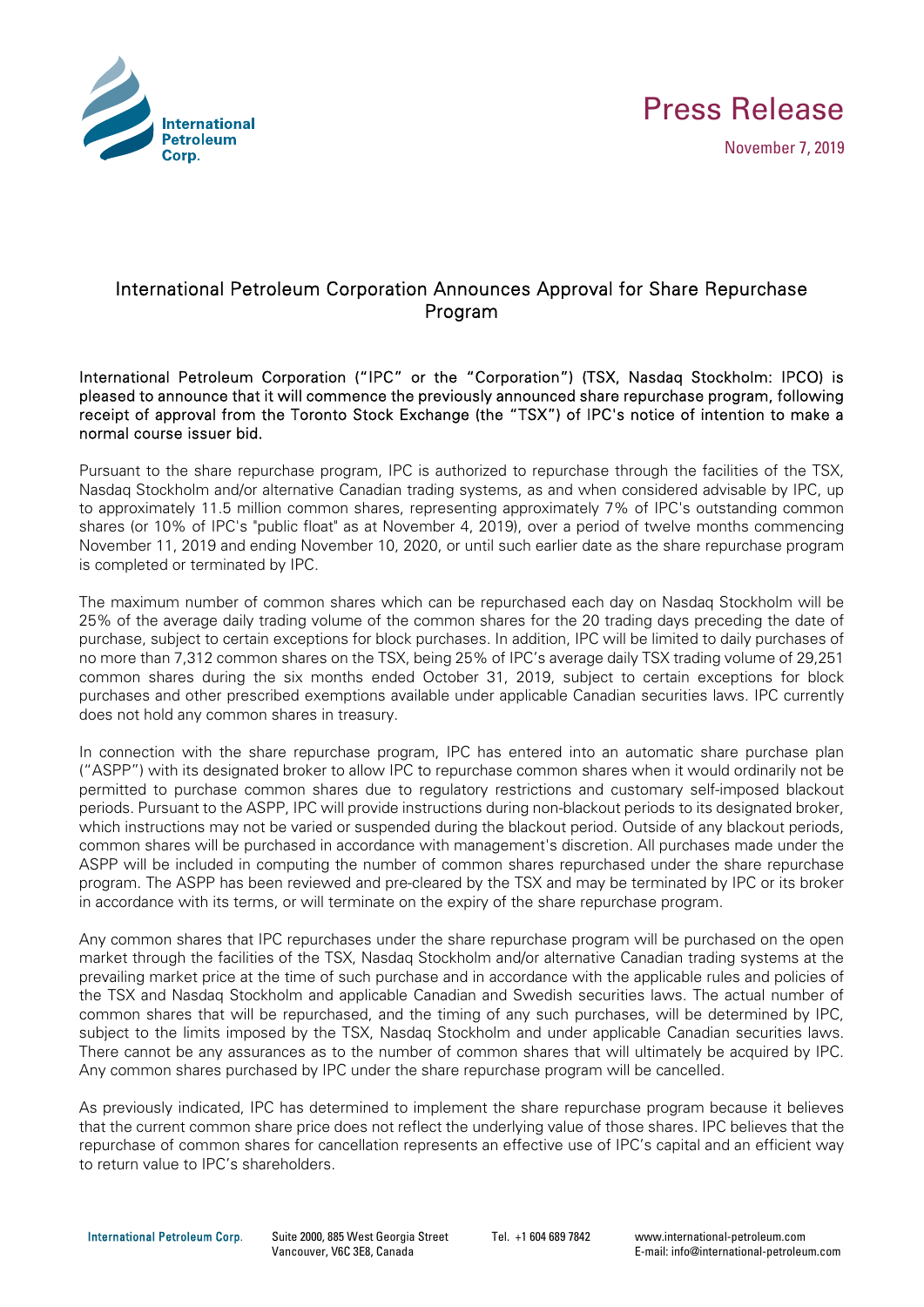# Press Release

November 7, 2019

## International Petroleum Corporation Announces Approval for Share Repurchase Program

**International Petroleum Corporation ("IPC" or the "Corporation") (TSX, Nasdaq Stockholm: IPCO) is pleased to announce that it will commence the previously announced share repurchase program, following receipt of approval from the Toronto Stock Exchange (the "TSX") of IPC's notice of intention to make a normal course issuer bid.**

Pursuant to the share repurchase program, IPC is authorized to repurchase through the facilities of the TSX, Nasdaq Stockholm and/or alternative Canadian trading systems, as and when considered advisable by IPC, up to approximately 11.5 million common shares, representing approximately 7% of IPC's outstanding common shares (or 10% of IPC's "public float" as at November 4, 2019), over a period of twelve months commencing November 11, 2019 and ending November 10, 2020, or until such earlier date as the share repurchase program is completed or terminated by IPC.

The maximum number of common shares which can be repurchased each day on Nasdaq Stockholm will be 25% of the average daily trading volume of the common shares for the 20 trading days preceding the date of purchase, subject to certain exceptions for block purchases. In addition, IPC will be limited to daily purchases of no more than 7,312 common shares on the TSX, being 25% of IPC's average daily TSX trading volume of 29,251 common shares during the six months ended October 31, 2019, subject to certain exceptions for block purchases and other prescribed exemptions available under applicable Canadian securities laws. IPC currently does not hold any common shares in treasury.

In connection with the share repurchase program, IPC has entered into an automatic share purchase plan ("ASPP") with its designated broker to allow IPC to repurchase common shares when it would ordinarily not be permitted to purchase common shares due to regulatory restrictions and customary self-imposed blackout periods. Pursuant to the ASPP, IPC will provide instructions during non-blackout periods to its designated broker, which instructions may not be varied or suspended during the blackout period. Outside of any blackout periods, common shares will be purchased in accordance with management's discretion. All purchases made under the ASPP will be included in computing the number of common shares repurchased under the share repurchase program. The ASPP has been reviewed and pre-cleared by the TSX and may be terminated by IPC or its broker in accordance with its terms, or will terminate on the expiry of the share repurchase program.

Any common shares that IPC repurchases under the share repurchase program will be purchased on the open market through the facilities of the TSX, Nasdaq Stockholm and/or alternative Canadian trading systems at the prevailing market price at the time of such purchase and in accordance with the applicable rules and policies of the TSX and Nasdaq Stockholm and applicable Canadian and Swedish securities laws. The actual number of common shares that will be repurchased, and the timing of any such purchases, will be determined by IPC, subject to the limits imposed by the TSX, Nasdaq Stockholm and under applicable Canadian securities laws. There cannot be any assurances as to the number of common shares that will ultimately be acquired by IPC. Any common shares purchased by IPC under the share repurchase program will be cancelled.

As previously indicated, IPC has determined to implement the share repurchase program because it believes that the current common share price does not reflect the underlying value of those shares. IPC believes that the repurchase of common shares for cancellation represents an effective use of IPC's capital and an efficient way to return value to IPC's shareholders.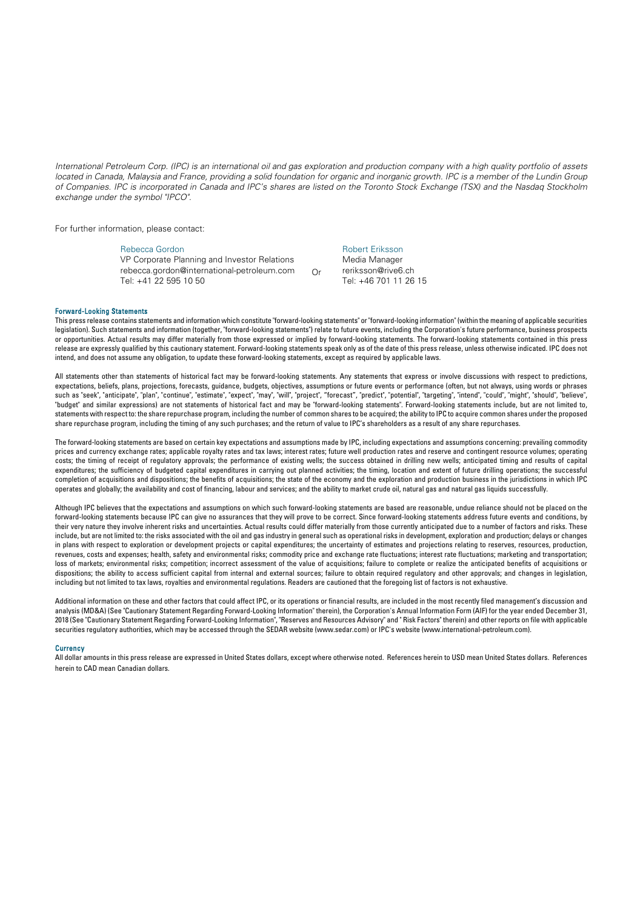*International Petroleum Corp. (IPC) is an international oil and gas exploration and production company with a high quality portfolio of assets located in Canada, Malaysia and France, providing a solid foundation for organic and inorganic growth. IPC is a member of the Lundin Group of Companies. IPC is incorporated in Canada and IPC's shares are listed on the Toronto Stock Exchange (TSX) and the Nasdaq Stockholm exchange under the symbol "IPCO".*

For further information, please contact:

| | | |
|---|---|---|
| Rebecca Gordon<br>VP Corporate Planning and Investor Relations<br>rebecca.gordon@international-petroleum.com<br>Tel: +41 22 595 10 50 | Or | Robert Eriksson<br>Media Manager<br>reriksson@rive6.ch<br>Tel: +46 701 11 26 15 |

**Forward-Looking Statements**

This press release contains statements and information which constitute "forward-looking statements" or "forward-looking information" (within the meaning of applicable securities legislation). Such statements and information (together, "forward-looking statements") relate to future events, including the Corporation's future performance, business prospects or opportunities. Actual results may differ materially from those expressed or implied by forward-looking statements. The forward-looking statements contained in this press release are expressly qualified by this cautionary statement. Forward-looking statements speak only as of the date of this press release, unless otherwise indicated. IPC does not intend, and does not assume any obligation, to update these forward-looking statements, except as required by applicable laws.

All statements other than statements of historical fact may be forward-looking statements. Any statements that express or involve discussions with respect to predictions, expectations, beliefs, plans, projections, forecasts, guidance, budgets, objectives, assumptions or future events or performance (often, but not always, using words or phrases such as "seek", "anticipate", "plan", "continue", "estimate", "expect", "may", "will", "project", "forecast", "predict", "potential", "targeting", "intend", "could", "might", "should", "believe", "budget" and similar expressions) are not statements of historical fact and may be "forward-looking statements". Forward-looking statements include, but are not limited to, statements with respect to: the share repurchase program, including the number of common shares to be acquired; the ability to IPC to acquire common shares under the proposed share repurchase program, including the timing of any such purchases; and the return of value to IPC's shareholders as a result of any share repurchases.

The forward-looking statements are based on certain key expectations and assumptions made by IPC, including expectations and assumptions concerning: prevailing commodity prices and currency exchange rates; applicable royalty rates and tax laws; interest rates; future well production rates and reserve and contingent resource volumes; operating costs; the timing of receipt of regulatory approvals; the performance of existing wells; the success obtained in drilling new wells; anticipated timing and results of capital expenditures; the sufficiency of budgeted capital expenditures in carrying out planned activities; the timing, location and extent of future drilling operations; the successful completion of acquisitions and dispositions; the benefits of acquisitions; the state of the economy and the exploration and production business in the jurisdictions in which IPC operates and globally; the availability and cost of financing, labour and services; and the ability to market crude oil, natural gas and natural gas liquids successfully.

Although IPC believes that the expectations and assumptions on which such forward-looking statements are based are reasonable, undue reliance should not be placed on the forward-looking statements because IPC can give no assurances that they will prove to be correct. Since forward-looking statements address future events and conditions, by their very nature they involve inherent risks and uncertainties. Actual results could differ materially from those currently anticipated due to a number of factors and risks. These include, but are not limited to: the risks associated with the oil and gas industry in general such as operational risks in development, exploration and production; delays or changes in plans with respect to exploration or development projects or capital expenditures; the uncertainty of estimates and projections relating to reserves, resources, production, revenues, costs and expenses; health, safety and environmental risks; commodity price and exchange rate fluctuations; interest rate fluctuations; marketing and transportation; loss of markets; environmental risks; competition; incorrect assessment of the value of acquisitions; failure to complete or realize the anticipated benefits of acquisitions or dispositions; the ability to access sufficient capital from internal and external sources; failure to obtain required regulatory and other approvals; and changes in legislation, including but not limited to tax laws, royalties and environmental regulations. Readers are cautioned that the foregoing list of factors is not exhaustive.

Additional information on these and other factors that could affect IPC, or its operations or financial results, are included in the most recently filed management's discussion and analysis (MD&A) (See "Cautionary Statement Regarding Forward-Looking Information" therein), the Corporation's Annual Information Form (AIF) for the year ended December 31, 2018 (See "Cautionary Statement Regarding Forward-Looking Information", "Reserves and Resources Advisory" and " Risk Factors" therein) and other reports on file with applicable securities regulatory authorities, which may be accessed through the SEDAR website (www.sedar.com) or IPC's website (www.international-petroleum.com).

**Currency**

All dollar amounts in this press release are expressed in United States dollars, except where otherwise noted. References herein to USD mean United States dollars. References herein to CAD mean Canadian dollars.